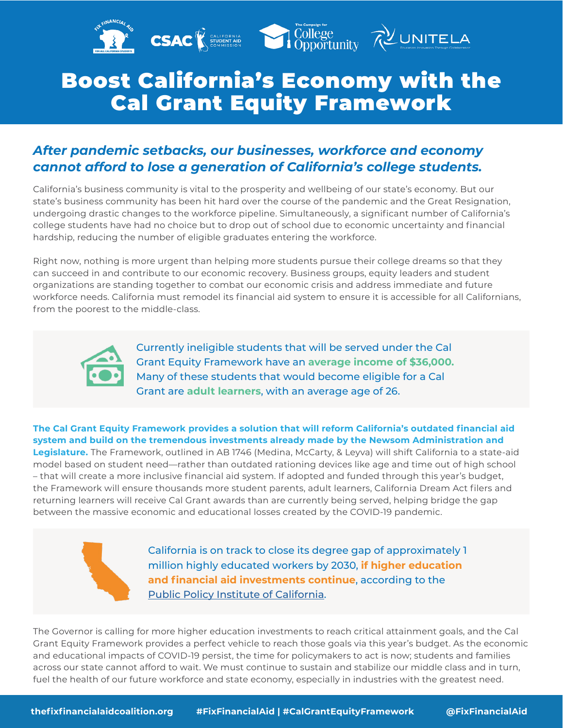# Boost California's Economy with the Cal Grant Equity Framework

## *After pandemic setbacks, our businesses, workforce and economy cannot afford to lose a generation of California's college students.*

California's business community is vital to the prosperity and wellbeing of our state's economy. But our state's business community has been hit hard over the course of the pandemic and the Great Resignation, undergoing drastic changes to the workforce pipeline. Simultaneously, a significant number of California's college students have had no choice but to drop out of school due to economic uncertainty and financial hardship, reducing the number of eligible graduates entering the workforce.

Right now, nothing is more urgent than helping more students pursue their college dreams so that they can succeed in and contribute to our economic recovery. Business groups, equity leaders and student organizations are standing together to combat our economic crisis and address immediate and future workforce needs. California must remodel its financial aid system to ensure it is accessible for all Californians, from the poorest to the middle-class.

Currently ineligible students that will be served under the Cal Grant Equity Framework have an **average income of $36,000.** Many of these students that would become eligible for a Cal Grant are **adult learners**, with an average age of 26.

**The Cal Grant Equity Framework provides a solution that will reform California's outdated financial aid system and build on the tremendous investments already made by the Newsom Administration and Legislature.** The Framework, outlined in AB 1746 (Medina, McCarty, & Leyva) will shift California to a state-aid model based on student need—rather than outdated rationing devices like age and time out of high school – that will create a more inclusive financial aid system. If adopted and funded through this year's budget, the Framework will ensure thousands more student parents, adult learners, California Dream Act filers and returning learners will receive Cal Grant awards than are currently being served, helping bridge the gap between the massive economic and educational losses created by the COVID-19 pandemic.

California is on track to close its degree gap of approximately 1 million highly educated workers by 2030, **if higher education and financial aid investments continue**, according to the Public Policy Institute of California.

The Governor is calling for more higher education investments to reach critical attainment goals, and the Cal Grant Equity Framework provides a perfect vehicle to reach those goals via this year's budget. As the economic and educational impacts of COVID-19 persist, the time for policymakers to act is now; students and families across our state cannot afford to wait. We must continue to sustain and stabilize our middle class and in turn, fuel the health of our future workforce and state economy, especially in industries with the greatest need.

thefixfinancialaidcoalition.org #FixFinancialAid | #CalGrantEquityFramework @FixFinancialAid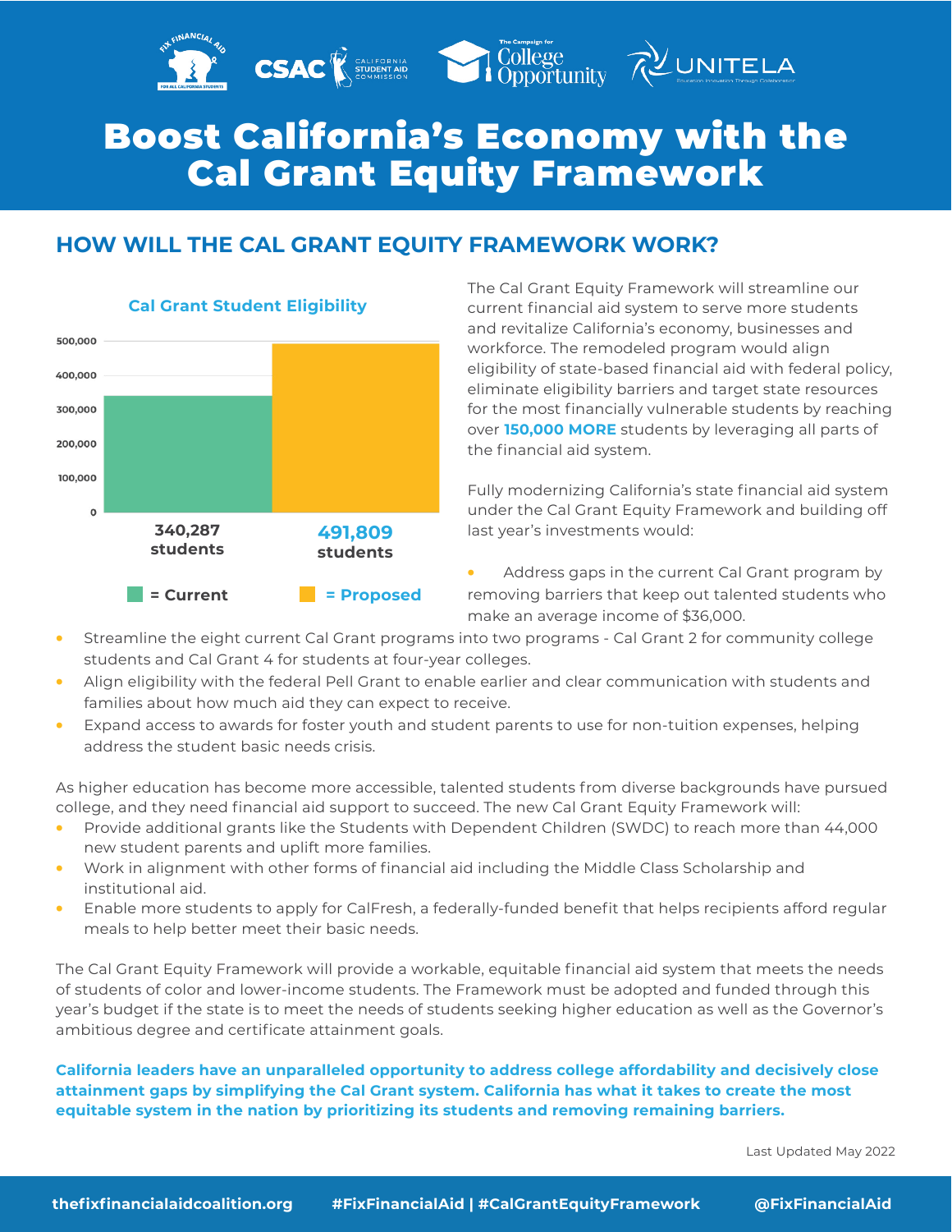# Boost California's Economy with the Cal Grant Equity Framework

## HOW WILL THE CAL GRANT EQUITY FRAMEWORK WORK?

Cal Grant Student Eligibility

500,000
400,000
300,000
200,000
100,000
0

340,287 students

491,809 students

= Current
= Proposed

The Cal Grant Equity Framework will streamline our current financial aid system to serve more students and revitalize California's economy, businesses and workforce. The remodeled program would align eligibility of state-based financial aid with federal policy, eliminate eligibility barriers and target state resources for the most financially vulnerable students by reaching over **150,000 MORE** students by leveraging all parts of the financial aid system.

Fully modernizing California's state financial aid system under the Cal Grant Equity Framework and building off last year's investments would:

- Address gaps in the current Cal Grant program by removing barriers that keep out talented students who make an average income of $36,000.
- Streamline the eight current Cal Grant programs into two programs - Cal Grant 2 for community college students and Cal Grant 4 for students at four-year colleges.
- Align eligibility with the federal Pell Grant to enable earlier and clear communication with students and families about how much aid they can expect to receive.
- Expand access to awards for foster youth and student parents to use for non-tuition expenses, helping address the student basic needs crisis.

As higher education has become more accessible, talented students from diverse backgrounds have pursued college, and they need financial aid support to succeed. The new Cal Grant Equity Framework will:

- Provide additional grants like the Students with Dependent Children (SWDC) to reach more than 44,000 new student parents and uplift more families.
- Work in alignment with other forms of financial aid including the Middle Class Scholarship and institutional aid.
- Enable more students to apply for CalFresh, a federally-funded benefit that helps recipients afford regular meals to help better meet their basic needs.

The Cal Grant Equity Framework will provide a workable, equitable financial aid system that meets the needs of students of color and lower-income students. The Framework must be adopted and funded through this year's budget if the state is to meet the needs of students seeking higher education as well as the Governor's ambitious degree and certificate attainment goals.

**California leaders have an unparalleled opportunity to address college affordability and decisively close attainment gaps by simplifying the Cal Grant system. California has what it takes to create the most equitable system in the nation by prioritizing its students and removing remaining barriers.**

Last Updated May 2022

thefixfinancialaidcoalition.org #FixFinancialAid | #CalGrantEquityFramework @FixFinancialAid